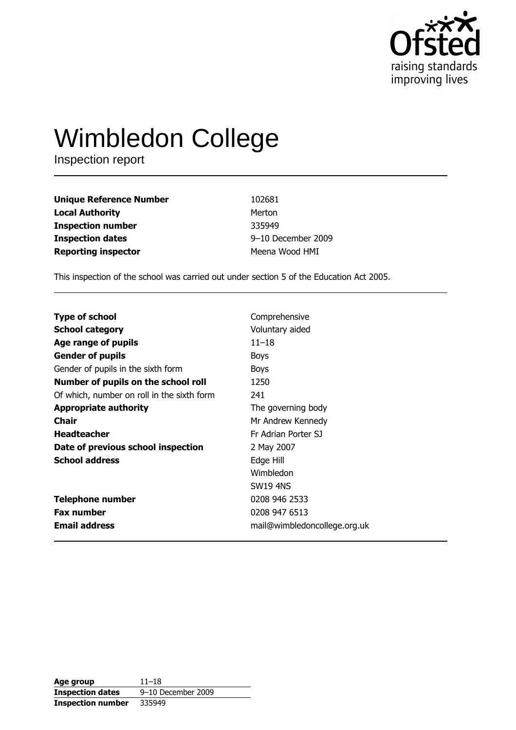# Wimbledon College

Inspection report

| | |
|---|---|
| **Unique Reference Number** | 102681 |
| **Local Authority** | Merton |
| **Inspection number** | 335949 |
| **Inspection dates** | 9–10 December 2009 |
| **Reporting inspector** | Meena Wood HMI |

This inspection of the school was carried out under section 5 of the Education Act 2005.

| | |
|---|---|
| **Type of school** | Comprehensive |
| **School category** | Voluntary aided |
| **Age range of pupils** | 11–18 |
| **Gender of pupils** | Boys |
| Gender of pupils in the sixth form | Boys |
| **Number of pupils on the school roll** | 1250 |
| Of which, number on roll in the sixth form | 241 |
| **Appropriate authority** | The governing body |
| **Chair** | Mr Andrew Kennedy |
| **Headteacher** | Fr Adrian Porter SJ |
| **Date of previous school inspection** | 2 May 2007 |
| **School address** | Edge Hill<br>Wimbledon<br>SW19 4NS |
| **Telephone number** | 0208 946 2533 |
| **Fax number** | 0208 947 6513 |
| **Email address** | mail@wimbledoncollege.org.uk |

| | |
|---|---|
| **Age group** | 11–18 |
| **Inspection dates** | 9–10 December 2009 |
| **Inspection number** | 335949 |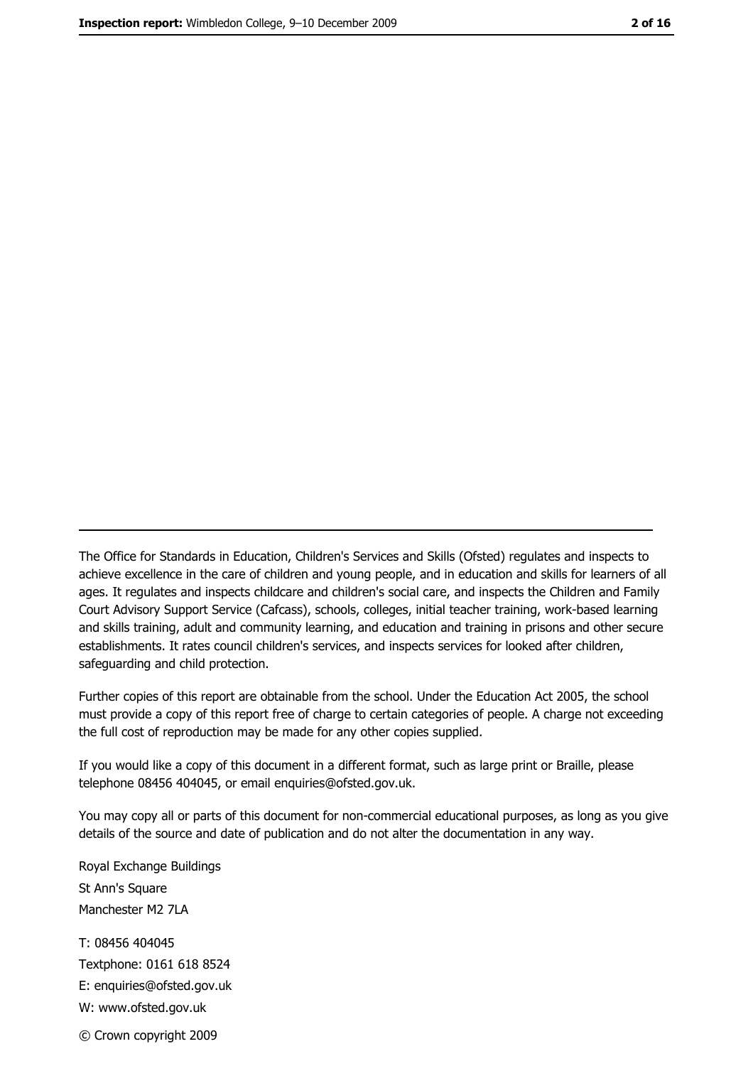The Office for Standards in Education, Children's Services and Skills (Ofsted) regulates and inspects to achieve excellence in the care of children and young people, and in education and skills for learners of all ages. It regulates and inspects childcare and children's social care, and inspects the Children and Family Court Advisory Support Service (Cafcass), schools, colleges, initial teacher training, work-based learning and skills training, adult and community learning, and education and training in prisons and other secure establishments. It rates council children's services, and inspects services for looked after children, safeguarding and child protection.

Further copies of this report are obtainable from the school. Under the Education Act 2005, the school must provide a copy of this report free of charge to certain categories of people. A charge not exceeding the full cost of reproduction may be made for any other copies supplied.

If you would like a copy of this document in a different format, such as large print or Braille, please telephone 08456 404045, or email enquiries@ofsted.gov.uk.

You may copy all or parts of this document for non-commercial educational purposes, as long as you give details of the source and date of publication and do not alter the documentation in any way.

Royal Exchange Buildings
St Ann's Square
Manchester M2 7LA

T: 08456 404045
Textphone: 0161 618 8524
E: enquiries@ofsted.gov.uk
W: www.ofsted.gov.uk

© Crown copyright 2009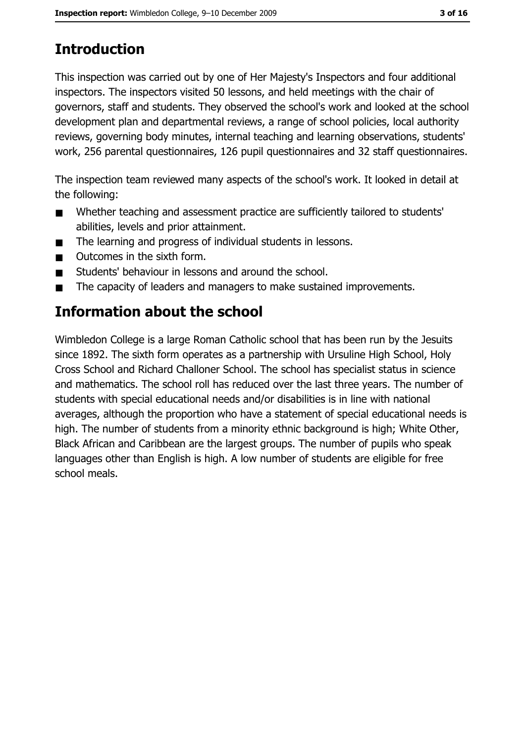# Introduction

This inspection was carried out by one of Her Majesty's Inspectors and four additional inspectors. The inspectors visited 50 lessons, and held meetings with the chair of governors, staff and students. They observed the school's work and looked at the school development plan and departmental reviews, a range of school policies, local authority reviews, governing body minutes, internal teaching and learning observations, students' work, 256 parental questionnaires, 126 pupil questionnaires and 32 staff questionnaires.

The inspection team reviewed many aspects of the school's work. It looked in detail at the following:

- Whether teaching and assessment practice are sufficiently tailored to students' abilities, levels and prior attainment.
- The learning and progress of individual students in lessons.
- Outcomes in the sixth form.
- Students' behaviour in lessons and around the school.
- The capacity of leaders and managers to make sustained improvements.

# Information about the school

Wimbledon College is a large Roman Catholic school that has been run by the Jesuits since 1892. The sixth form operates as a partnership with Ursuline High School, Holy Cross School and Richard Challoner School. The school has specialist status in science and mathematics. The school roll has reduced over the last three years. The number of students with special educational needs and/or disabilities is in line with national averages, although the proportion who have a statement of special educational needs is high. The number of students from a minority ethnic background is high; White Other, Black African and Caribbean are the largest groups. The number of pupils who speak languages other than English is high. A low number of students are eligible for free school meals.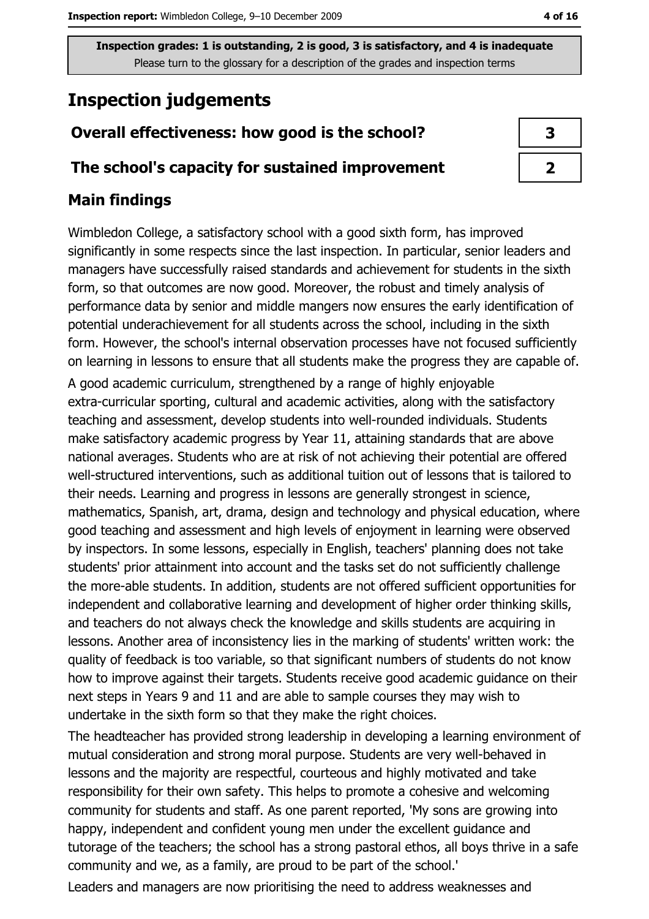Inspection grades: 1 is outstanding, 2 is good, 3 is satisfactory, and 4 is inadequate
Please turn to the glossary for a description of the grades and inspection terms

# Inspection judgements

| | |
|---|---|
| **Overall effectiveness: how good is the school?** | **3** |
| **The school's capacity for sustained improvement** | **2** |

## Main findings

Wimbledon College, a satisfactory school with a good sixth form, has improved significantly in some respects since the last inspection. In particular, senior leaders and managers have successfully raised standards and achievement for students in the sixth form, so that outcomes are now good. Moreover, the robust and timely analysis of performance data by senior and middle mangers now ensures the early identification of potential underachievement for all students across the school, including in the sixth form. However, the school's internal observation processes have not focused sufficiently on learning in lessons to ensure that all students make the progress they are capable of.

A good academic curriculum, strengthened by a range of highly enjoyable extra-curricular sporting, cultural and academic activities, along with the satisfactory teaching and assessment, develop students into well-rounded individuals. Students make satisfactory academic progress by Year 11, attaining standards that are above national averages. Students who are at risk of not achieving their potential are offered well-structured interventions, such as additional tuition out of lessons that is tailored to their needs. Learning and progress in lessons are generally strongest in science, mathematics, Spanish, art, drama, design and technology and physical education, where good teaching and assessment and high levels of enjoyment in learning were observed by inspectors. In some lessons, especially in English, teachers' planning does not take students' prior attainment into account and the tasks set do not sufficiently challenge the more-able students. In addition, students are not offered sufficient opportunities for independent and collaborative learning and development of higher order thinking skills, and teachers do not always check the knowledge and skills students are acquiring in lessons. Another area of inconsistency lies in the marking of students' written work: the quality of feedback is too variable, so that significant numbers of students do not know how to improve against their targets. Students receive good academic guidance on their next steps in Years 9 and 11 and are able to sample courses they may wish to undertake in the sixth form so that they make the right choices.

The headteacher has provided strong leadership in developing a learning environment of mutual consideration and strong moral purpose. Students are very well-behaved in lessons and the majority are respectful, courteous and highly motivated and take responsibility for their own safety. This helps to promote a cohesive and welcoming community for students and staff. As one parent reported, 'My sons are growing into happy, independent and confident young men under the excellent guidance and tutorage of the teachers; the school has a strong pastoral ethos, all boys thrive in a safe community and we, as a family, are proud to be part of the school.'

Leaders and managers are now prioritising the need to address weaknesses and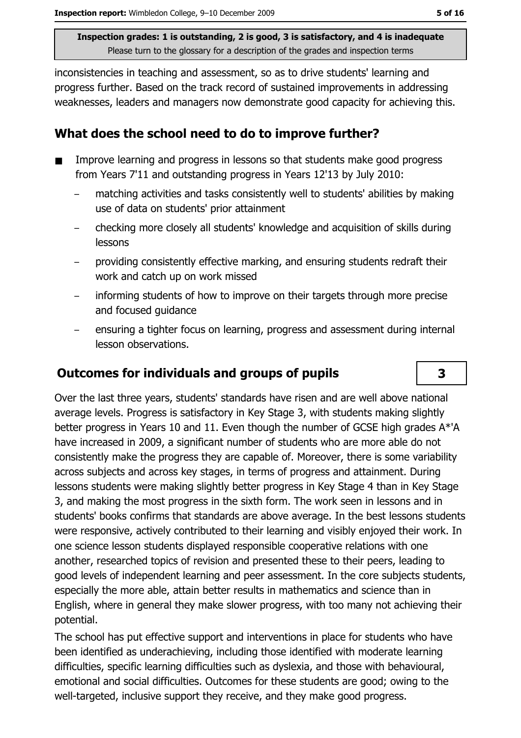inconsistencies in teaching and assessment, so as to drive students' learning and progress further. Based on the track record of sustained improvements in addressing weaknesses, leaders and managers now demonstrate good capacity for achieving this.

## What does the school need to do to improve further?

- Improve learning and progress in lessons so that students make good progress from Years 7'11 and outstanding progress in Years 12'13 by July 2010:
  - matching activities and tasks consistently well to students' abilities by making use of data on students' prior attainment
  - checking more closely all students' knowledge and acquisition of skills during lessons
  - providing consistently effective marking, and ensuring students redraft their work and catch up on work missed
  - informing students of how to improve on their targets through more precise and focused guidance
  - ensuring a tighter focus on learning, progress and assessment during internal lesson observations.

## Outcomes for individuals and groups of pupils

**3**

Over the last three years, students' standards have risen and are well above national average levels. Progress is satisfactory in Key Stage 3, with students making slightly better progress in Years 10 and 11. Even though the number of GCSE high grades A*'A have increased in 2009, a significant number of students who are more able do not consistently make the progress they are capable of. Moreover, there is some variability across subjects and across key stages, in terms of progress and attainment. During lessons students were making slightly better progress in Key Stage 4 than in Key Stage 3, and making the most progress in the sixth form. The work seen in lessons and in students' books confirms that standards are above average. In the best lessons students were responsive, actively contributed to their learning and visibly enjoyed their work. In one science lesson students displayed responsible cooperative relations with one another, researched topics of revision and presented these to their peers, leading to good levels of independent learning and peer assessment. In the core subjects students, especially the more able, attain better results in mathematics and science than in English, where in general they make slower progress, with too many not achieving their potential.

The school has put effective support and interventions in place for students who have been identified as underachieving, including those identified with moderate learning difficulties, specific learning difficulties such as dyslexia, and those with behavioural, emotional and social difficulties. Outcomes for these students are good; owing to the well-targeted, inclusive support they receive, and they make good progress.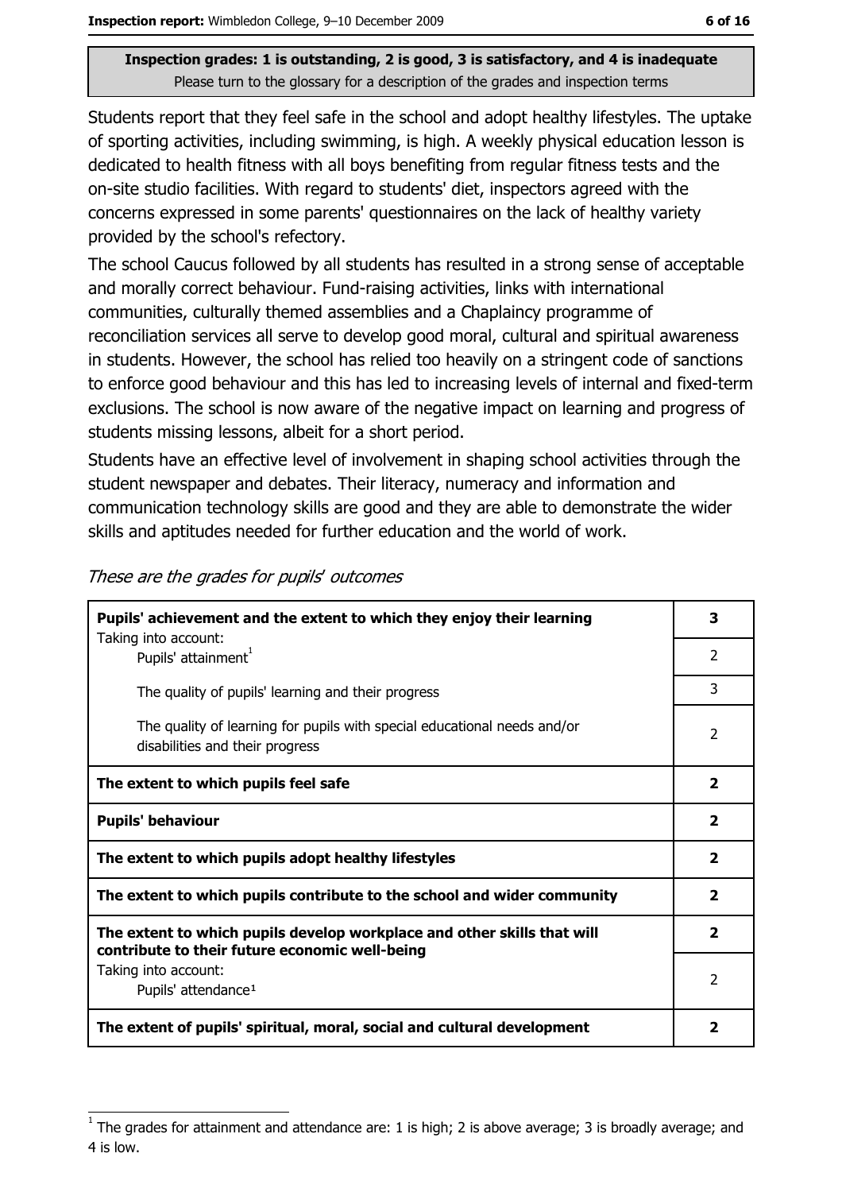**Inspection grades: 1 is outstanding, 2 is good, 3 is satisfactory, and 4 is inadequate**
Please turn to the glossary for a description of the grades and inspection terms

Students report that they feel safe in the school and adopt healthy lifestyles. The uptake of sporting activities, including swimming, is high. A weekly physical education lesson is dedicated to health fitness with all boys benefiting from regular fitness tests and the on-site studio facilities. With regard to students' diet, inspectors agreed with the concerns expressed in some parents' questionnaires on the lack of healthy variety provided by the school's refectory.

The school Caucus followed by all students has resulted in a strong sense of acceptable and morally correct behaviour. Fund-raising activities, links with international communities, culturally themed assemblies and a Chaplaincy programme of reconciliation services all serve to develop good moral, cultural and spiritual awareness in students. However, the school has relied too heavily on a stringent code of sanctions to enforce good behaviour and this has led to increasing levels of internal and fixed-term exclusions. The school is now aware of the negative impact on learning and progress of students missing lessons, albeit for a short period.

Students have an effective level of involvement in shaping school activities through the student newspaper and debates. Their literacy, numeracy and information and communication technology skills are good and they are able to demonstrate the wider skills and aptitudes needed for further education and the world of work.

*These are the grades for pupils' outcomes*

| | |
|---|---|
| **Pupils' achievement and the extent to which they enjoy their learning** | **3** |
| Taking into account: Pupils' attainment[1] | 2 |
| The quality of pupils' learning and their progress | 3 |
| The quality of learning for pupils with special educational needs and/or disabilities and their progress | 2 |
| **The extent to which pupils feel safe** | **2** |
| **Pupils' behaviour** | **2** |
| **The extent to which pupils adopt healthy lifestyles** | **2** |
| **The extent to which pupils contribute to the school and wider community** | **2** |
| **The extent to which pupils develop workplace and other skills that will contribute to their future economic well-being** | **2** |
| Taking into account: Pupils' attendance[1] | 2 |
| **The extent of pupils' spiritual, moral, social and cultural development** | **2** |

[1] The grades for attainment and attendance are: 1 is high; 2 is above average; 3 is broadly average; and 4 is low.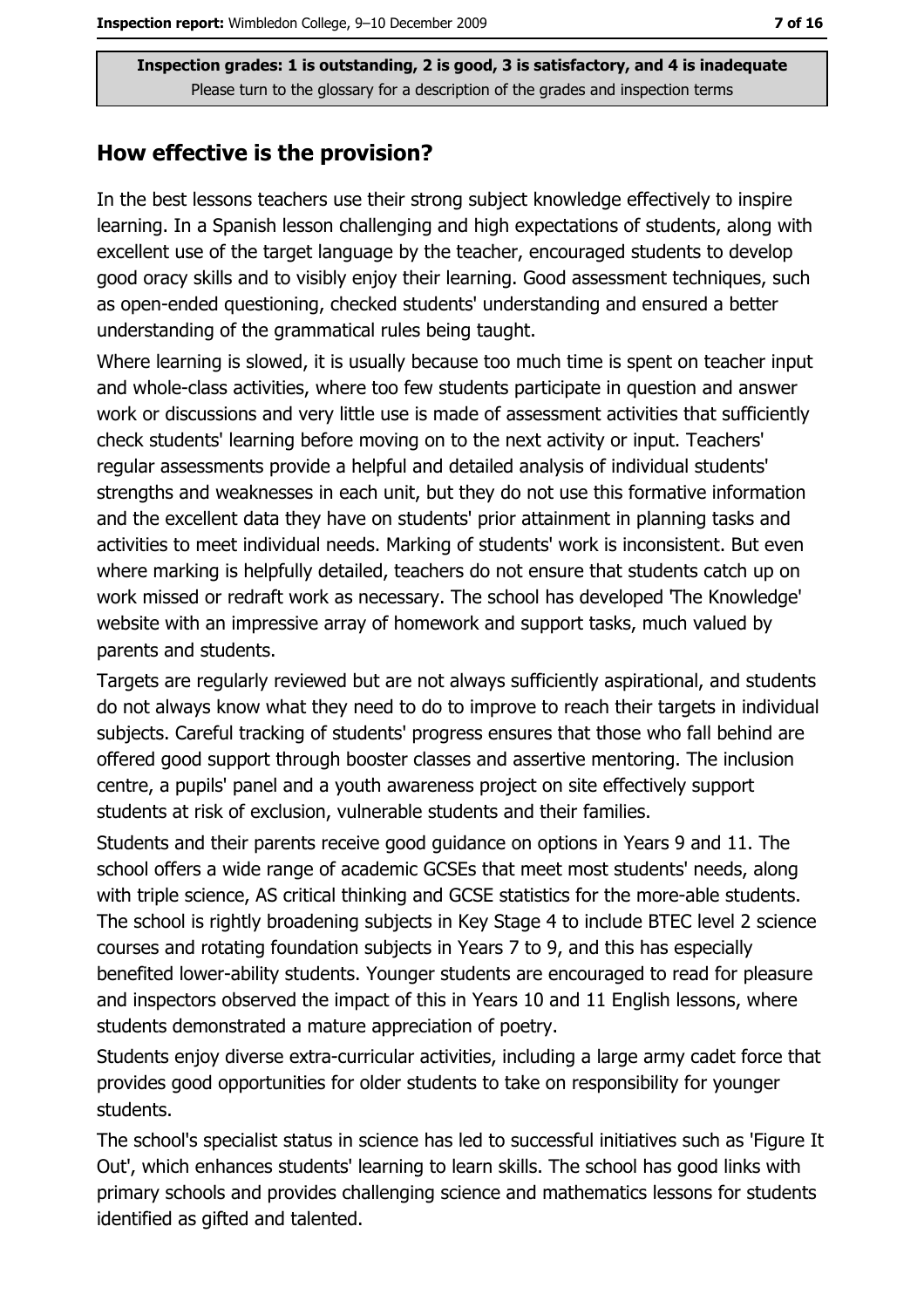**Inspection grades: 1 is outstanding, 2 is good, 3 is satisfactory, and 4 is inadequate**
Please turn to the glossary for a description of the grades and inspection terms

## How effective is the provision?

In the best lessons teachers use their strong subject knowledge effectively to inspire learning. In a Spanish lesson challenging and high expectations of students, along with excellent use of the target language by the teacher, encouraged students to develop good oracy skills and to visibly enjoy their learning. Good assessment techniques, such as open-ended questioning, checked students' understanding and ensured a better understanding of the grammatical rules being taught.

Where learning is slowed, it is usually because too much time is spent on teacher input and whole-class activities, where too few students participate in question and answer work or discussions and very little use is made of assessment activities that sufficiently check students' learning before moving on to the next activity or input. Teachers' regular assessments provide a helpful and detailed analysis of individual students' strengths and weaknesses in each unit, but they do not use this formative information and the excellent data they have on students' prior attainment in planning tasks and activities to meet individual needs. Marking of students' work is inconsistent. But even where marking is helpfully detailed, teachers do not ensure that students catch up on work missed or redraft work as necessary. The school has developed 'The Knowledge' website with an impressive array of homework and support tasks, much valued by parents and students.

Targets are regularly reviewed but are not always sufficiently aspirational, and students do not always know what they need to do to improve to reach their targets in individual subjects. Careful tracking of students' progress ensures that those who fall behind are offered good support through booster classes and assertive mentoring. The inclusion centre, a pupils' panel and a youth awareness project on site effectively support students at risk of exclusion, vulnerable students and their families.

Students and their parents receive good guidance on options in Years 9 and 11. The school offers a wide range of academic GCSEs that meet most students' needs, along with triple science, AS critical thinking and GCSE statistics for the more-able students. The school is rightly broadening subjects in Key Stage 4 to include BTEC level 2 science courses and rotating foundation subjects in Years 7 to 9, and this has especially benefited lower-ability students. Younger students are encouraged to read for pleasure and inspectors observed the impact of this in Years 10 and 11 English lessons, where students demonstrated a mature appreciation of poetry.

Students enjoy diverse extra-curricular activities, including a large army cadet force that provides good opportunities for older students to take on responsibility for younger students.

The school's specialist status in science has led to successful initiatives such as 'Figure It Out', which enhances students' learning to learn skills. The school has good links with primary schools and provides challenging science and mathematics lessons for students identified as gifted and talented.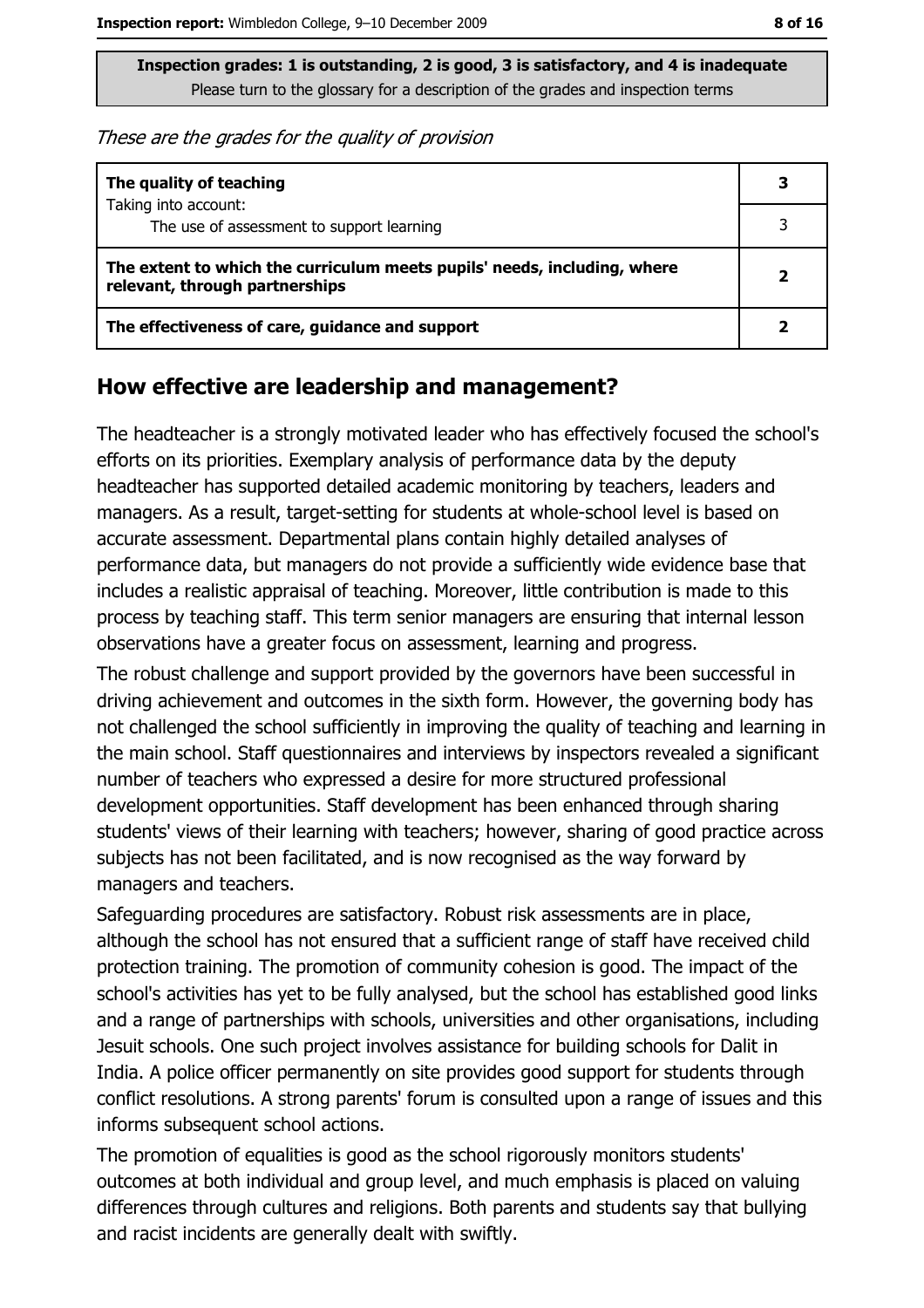**Inspection grades: 1 is outstanding, 2 is good, 3 is satisfactory, and 4 is inadequate**
Please turn to the glossary for a description of the grades and inspection terms

*These are the grades for the quality of provision*

| | |
|---|---|
| **The quality of teaching**<br>Taking into account:<br>The use of assessment to support learning | **3**<br>3 |
| **The extent to which the curriculum meets pupils' needs, including, where relevant, through partnerships** | **2** |
| **The effectiveness of care, guidance and support** | **2** |

## How effective are leadership and management?

The headteacher is a strongly motivated leader who has effectively focused the school's efforts on its priorities. Exemplary analysis of performance data by the deputy headteacher has supported detailed academic monitoring by teachers, leaders and managers. As a result, target-setting for students at whole-school level is based on accurate assessment. Departmental plans contain highly detailed analyses of performance data, but managers do not provide a sufficiently wide evidence base that includes a realistic appraisal of teaching. Moreover, little contribution is made to this process by teaching staff. This term senior managers are ensuring that internal lesson observations have a greater focus on assessment, learning and progress.

The robust challenge and support provided by the governors have been successful in driving achievement and outcomes in the sixth form. However, the governing body has not challenged the school sufficiently in improving the quality of teaching and learning in the main school. Staff questionnaires and interviews by inspectors revealed a significant number of teachers who expressed a desire for more structured professional development opportunities. Staff development has been enhanced through sharing students' views of their learning with teachers; however, sharing of good practice across subjects has not been facilitated, and is now recognised as the way forward by managers and teachers.

Safeguarding procedures are satisfactory. Robust risk assessments are in place, although the school has not ensured that a sufficient range of staff have received child protection training. The promotion of community cohesion is good. The impact of the school's activities has yet to be fully analysed, but the school has established good links and a range of partnerships with schools, universities and other organisations, including Jesuit schools. One such project involves assistance for building schools for Dalit in India. A police officer permanently on site provides good support for students through conflict resolutions. A strong parents' forum is consulted upon a range of issues and this informs subsequent school actions.

The promotion of equalities is good as the school rigorously monitors students' outcomes at both individual and group level, and much emphasis is placed on valuing differences through cultures and religions. Both parents and students say that bullying and racist incidents are generally dealt with swiftly.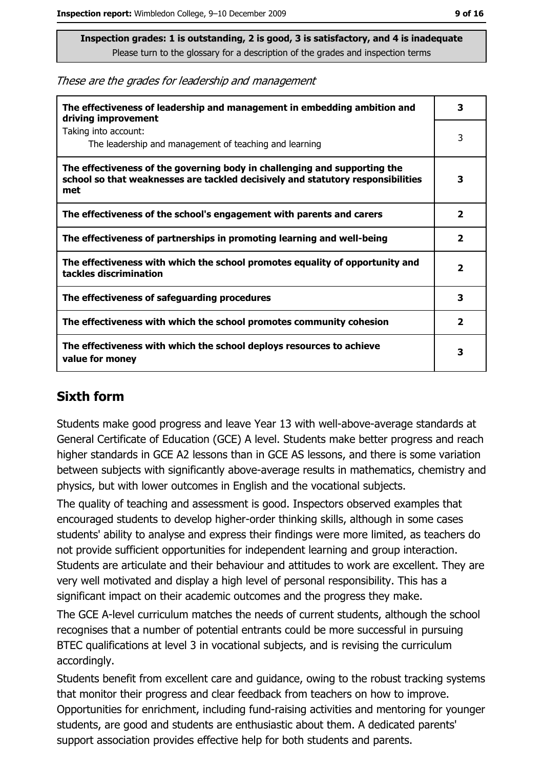**Inspection grades: 1 is outstanding, 2 is good, 3 is satisfactory, and 4 is inadequate**
Please turn to the glossary for a description of the grades and inspection terms

*These are the grades for leadership and management*

| | |
|---|---|
| **The effectiveness of leadership and management in embedding ambition and driving improvement** | **3** |
| Taking into account: The leadership and management of teaching and learning | 3 |
| **The effectiveness of the governing body in challenging and supporting the school so that weaknesses are tackled decisively and statutory responsibilities met** | **3** |
| **The effectiveness of the school's engagement with parents and carers** | **2** |
| **The effectiveness of partnerships in promoting learning and well-being** | **2** |
| **The effectiveness with which the school promotes equality of opportunity and tackles discrimination** | **2** |
| **The effectiveness of safeguarding procedures** | **3** |
| **The effectiveness with which the school promotes community cohesion** | **2** |
| **The effectiveness with which the school deploys resources to achieve value for money** | **3** |

## Sixth form

Students make good progress and leave Year 13 with well-above-average standards at General Certificate of Education (GCE) A level. Students make better progress and reach higher standards in GCE A2 lessons than in GCE AS lessons, and there is some variation between subjects with significantly above-average results in mathematics, chemistry and physics, but with lower outcomes in English and the vocational subjects.

The quality of teaching and assessment is good. Inspectors observed examples that encouraged students to develop higher-order thinking skills, although in some cases students' ability to analyse and express their findings were more limited, as teachers do not provide sufficient opportunities for independent learning and group interaction. Students are articulate and their behaviour and attitudes to work are excellent. They are very well motivated and display a high level of personal responsibility. This has a significant impact on their academic outcomes and the progress they make.

The GCE A-level curriculum matches the needs of current students, although the school recognises that a number of potential entrants could be more successful in pursuing BTEC qualifications at level 3 in vocational subjects, and is revising the curriculum accordingly.

Students benefit from excellent care and guidance, owing to the robust tracking systems that monitor their progress and clear feedback from teachers on how to improve. Opportunities for enrichment, including fund-raising activities and mentoring for younger students, are good and students are enthusiastic about them. A dedicated parents' support association provides effective help for both students and parents.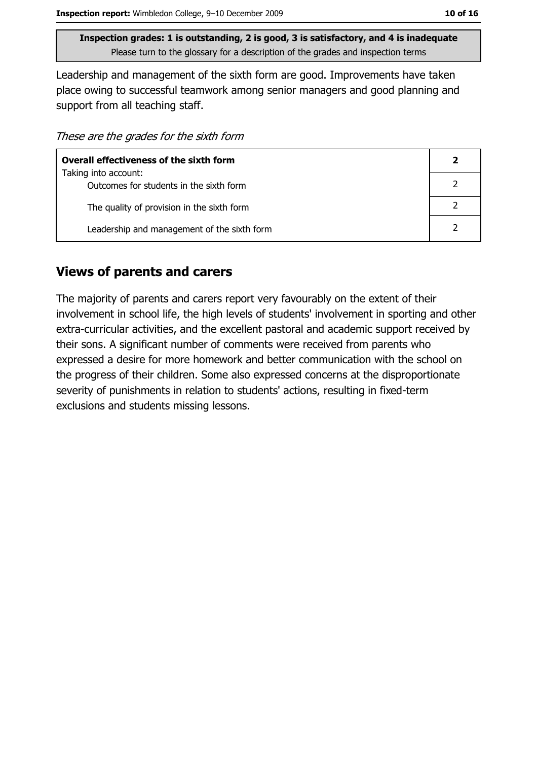**Inspection grades: 1 is outstanding, 2 is good, 3 is satisfactory, and 4 is inadequate**
Please turn to the glossary for a description of the grades and inspection terms

Leadership and management of the sixth form are good. Improvements have taken place owing to successful teamwork among senior managers and good planning and support from all teaching staff.

*These are the grades for the sixth form*

| **Overall effectiveness of the sixth form** | **2** |
|---|---|
| Taking into account: Outcomes for students in the sixth form | 2 |
| The quality of provision in the sixth form | 2 |
| Leadership and management of the sixth form | 2 |

## Views of parents and carers

The majority of parents and carers report very favourably on the extent of their involvement in school life, the high levels of students' involvement in sporting and other extra-curricular activities, and the excellent pastoral and academic support received by their sons. A significant number of comments were received from parents who expressed a desire for more homework and better communication with the school on the progress of their children. Some also expressed concerns at the disproportionate severity of punishments in relation to students' actions, resulting in fixed-term exclusions and students missing lessons.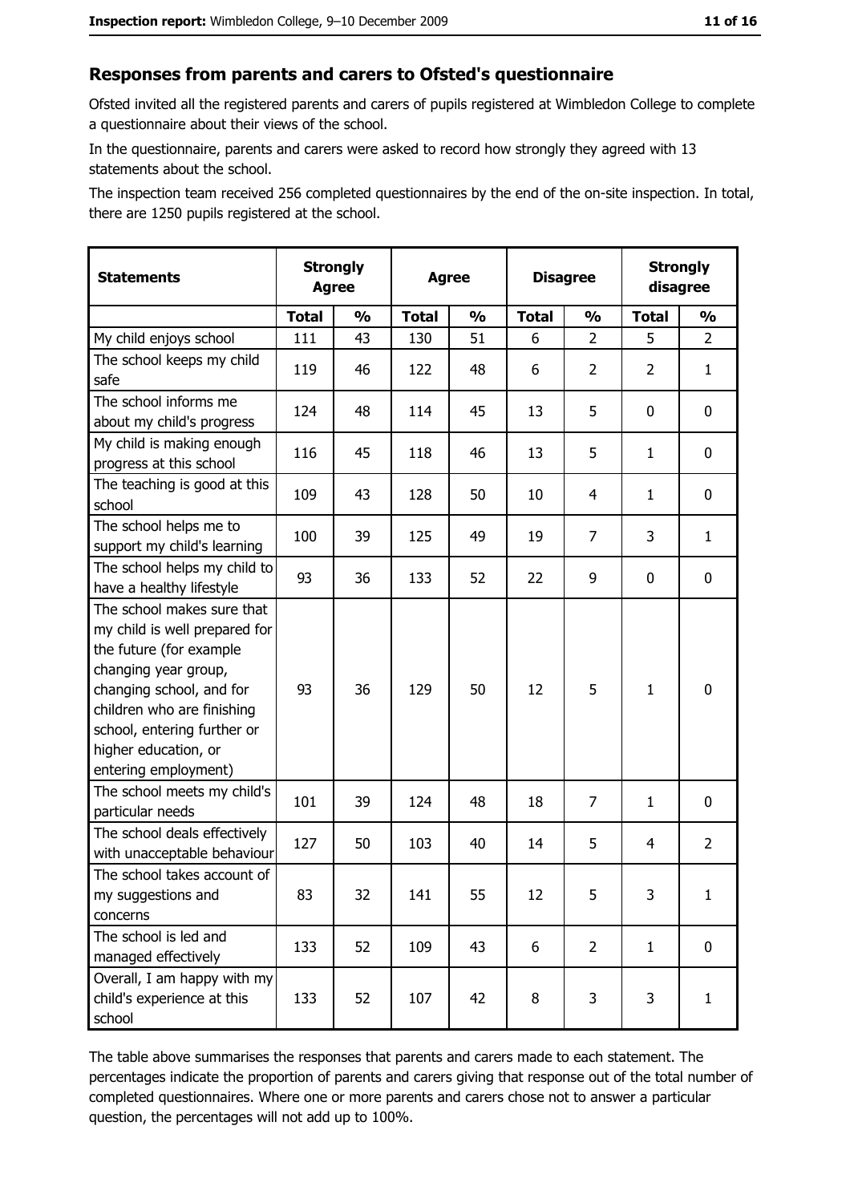## Responses from parents and carers to Ofsted's questionnaire

Ofsted invited all the registered parents and carers of pupils registered at Wimbledon College to complete a questionnaire about their views of the school.

In the questionnaire, parents and carers were asked to record how strongly they agreed with 13 statements about the school.

The inspection team received 256 completed questionnaires by the end of the on-site inspection. In total, there are 1250 pupils registered at the school.

| Statements | Strongly Agree | | Agree | | Disagree | | Strongly disagree | |
|---|---|---|---|---|---|---|---|---|
| | Total | % | Total | % | Total | % | Total | % |
| My child enjoys school | 111 | 43 | 130 | 51 | 6 | 2 | 5 | 2 |
| The school keeps my child safe | 119 | 46 | 122 | 48 | 6 | 2 | 2 | 1 |
| The school informs me about my child's progress | 124 | 48 | 114 | 45 | 13 | 5 | 0 | 0 |
| My child is making enough progress at this school | 116 | 45 | 118 | 46 | 13 | 5 | 1 | 0 |
| The teaching is good at this school | 109 | 43 | 128 | 50 | 10 | 4 | 1 | 0 |
| The school helps me to support my child's learning | 100 | 39 | 125 | 49 | 19 | 7 | 3 | 1 |
| The school helps my child to have a healthy lifestyle | 93 | 36 | 133 | 52 | 22 | 9 | 0 | 0 |
| The school makes sure that my child is well prepared for the future (for example changing year group, changing school, and for children who are finishing school, entering further or higher education, or entering employment) | 93 | 36 | 129 | 50 | 12 | 5 | 1 | 0 |
| The school meets my child's particular needs | 101 | 39 | 124 | 48 | 18 | 7 | 1 | 0 |
| The school deals effectively with unacceptable behaviour | 127 | 50 | 103 | 40 | 14 | 5 | 4 | 2 |
| The school takes account of my suggestions and concerns | 83 | 32 | 141 | 55 | 12 | 5 | 3 | 1 |
| The school is led and managed effectively | 133 | 52 | 109 | 43 | 6 | 2 | 1 | 0 |
| Overall, I am happy with my child's experience at this school | 133 | 52 | 107 | 42 | 8 | 3 | 3 | 1 |

The table above summarises the responses that parents and carers made to each statement. The percentages indicate the proportion of parents and carers giving that response out of the total number of completed questionnaires. Where one or more parents and carers chose not to answer a particular question, the percentages will not add up to 100%.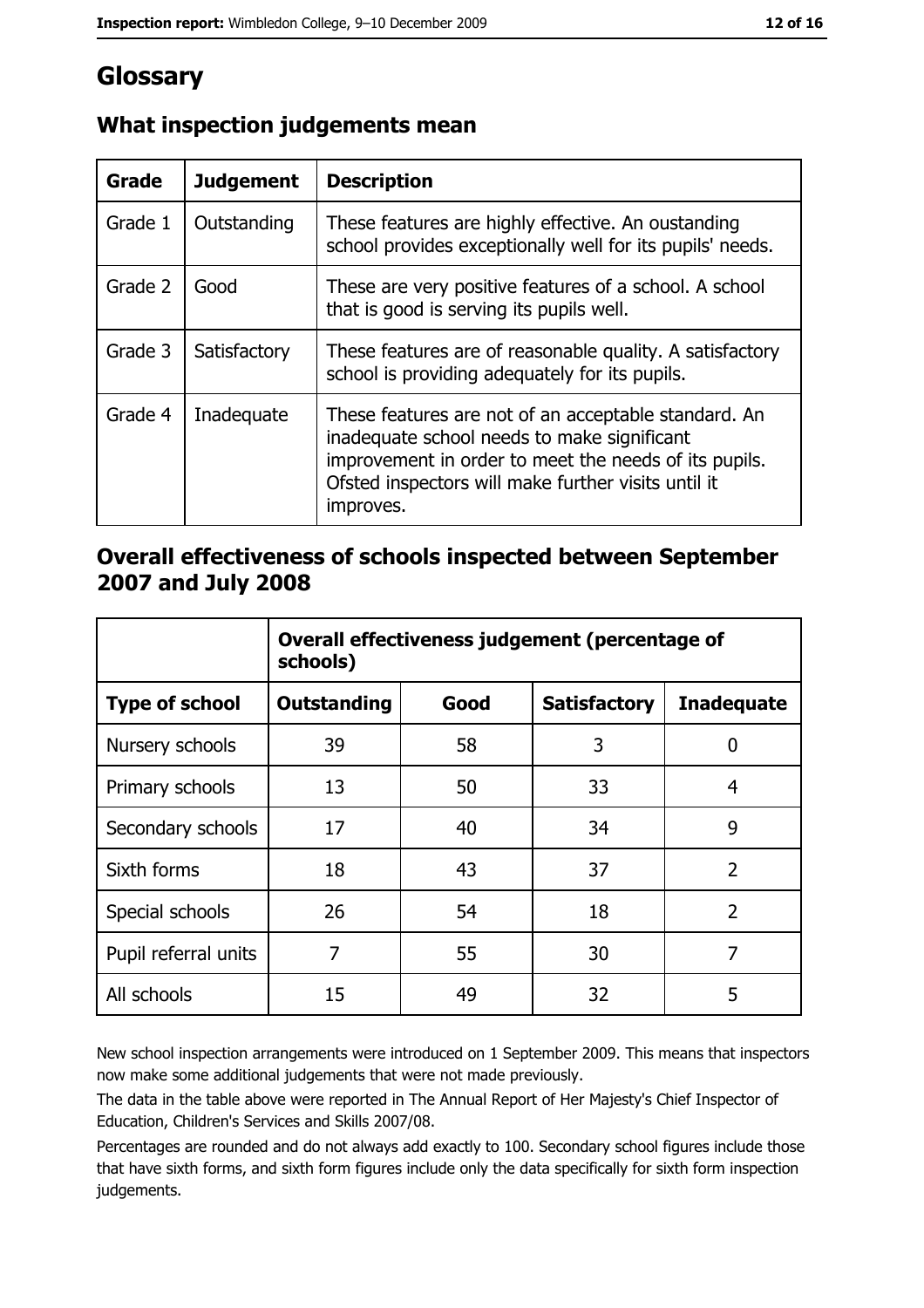# Glossary

## What inspection judgements mean

| Grade | Judgement | Description |
| --- | --- | --- |
| Grade 1 | Outstanding | These features are highly effective. An oustanding school provides exceptionally well for its pupils' needs. |
| Grade 2 | Good | These are very positive features of a school. A school that is good is serving its pupils well. |
| Grade 3 | Satisfactory | These features are of reasonable quality. A satisfactory school is providing adequately for its pupils. |
| Grade 4 | Inadequate | These features are not of an acceptable standard. An inadequate school needs to make significant improvement in order to meet the needs of its pupils. Ofsted inspectors will make further visits until it improves. |

## Overall effectiveness of schools inspected between September 2007 and July 2008

| | Overall effectiveness judgement (percentage of schools) | | | |
| --- | --- | --- | --- | --- |
| **Type of school** | **Outstanding** | **Good** | **Satisfactory** | **Inadequate** |
| Nursery schools | 39 | 58 | 3 | 0 |
| Primary schools | 13 | 50 | 33 | 4 |
| Secondary schools | 17 | 40 | 34 | 9 |
| Sixth forms | 18 | 43 | 37 | 2 |
| Special schools | 26 | 54 | 18 | 2 |
| Pupil referral units | 7 | 55 | 30 | 7 |
| All schools | 15 | 49 | 32 | 5 |

New school inspection arrangements were introduced on 1 September 2009. This means that inspectors now make some additional judgements that were not made previously.

The data in the table above were reported in The Annual Report of Her Majesty's Chief Inspector of Education, Children's Services and Skills 2007/08.

Percentages are rounded and do not always add exactly to 100. Secondary school figures include those that have sixth forms, and sixth form figures include only the data specifically for sixth form inspection judgements.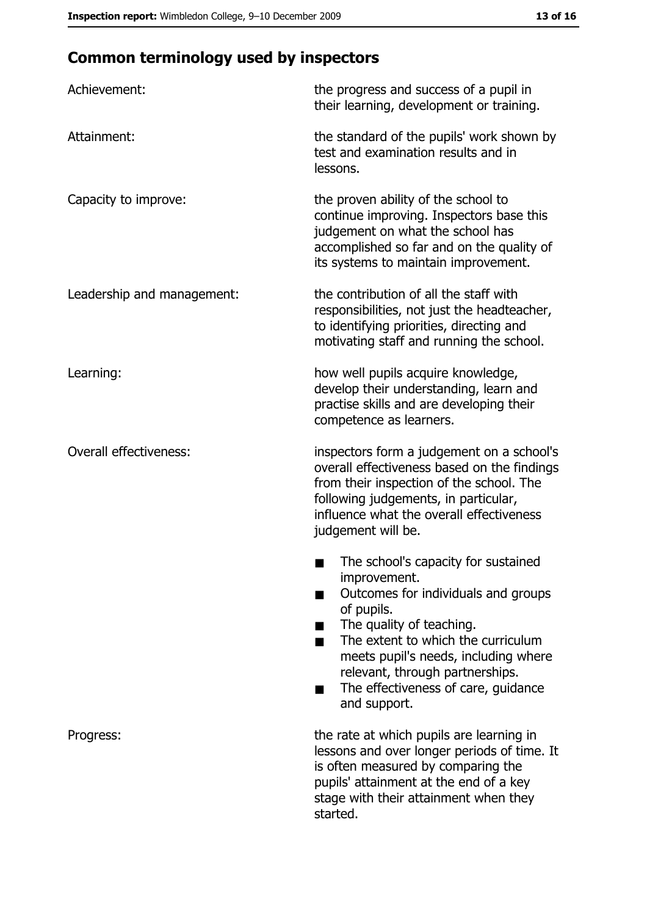## Common terminology used by inspectors

**Achievement:** the progress and success of a pupil in their learning, development or training.

**Attainment:** the standard of the pupils' work shown by test and examination results and in lessons.

**Capacity to improve:** the proven ability of the school to continue improving. Inspectors base this judgement on what the school has accomplished so far and on the quality of its systems to maintain improvement.

**Leadership and management:** the contribution of all the staff with responsibilities, not just the headteacher, to identifying priorities, directing and motivating staff and running the school.

**Learning:** how well pupils acquire knowledge, develop their understanding, learn and practise skills and are developing their competence as learners.

**Overall effectiveness:** inspectors form a judgement on a school's overall effectiveness based on the findings from their inspection of the school. The following judgements, in particular, influence what the overall effectiveness judgement will be.

- The school's capacity for sustained improvement.
- Outcomes for individuals and groups of pupils.
- The quality of teaching.
- The extent to which the curriculum meets pupil's needs, including where relevant, through partnerships.
- The effectiveness of care, guidance and support.

**Progress:** the rate at which pupils are learning in lessons and over longer periods of time. It is often measured by comparing the pupils' attainment at the end of a key stage with their attainment when they started.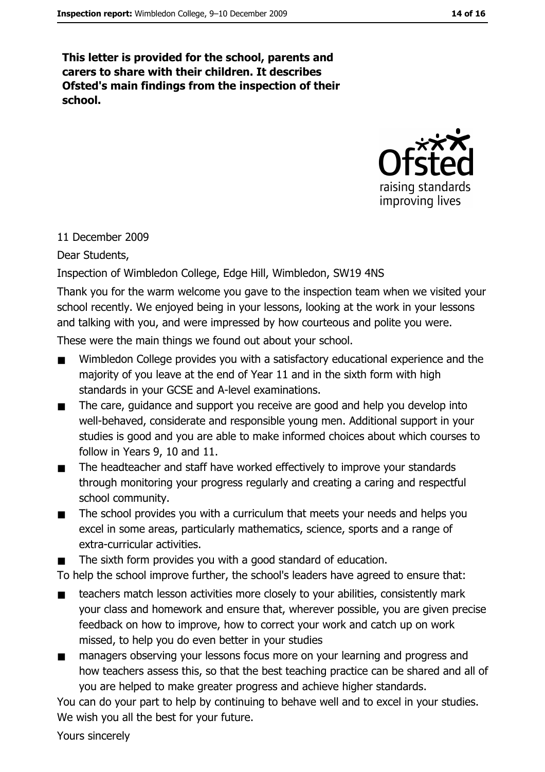**This letter is provided for the school, parents and carers to share with their children. It describes Ofsted's main findings from the inspection of their school.**

11 December 2009

Dear Students,

Inspection of Wimbledon College, Edge Hill, Wimbledon, SW19 4NS

Thank you for the warm welcome you gave to the inspection team when we visited your school recently. We enjoyed being in your lessons, looking at the work in your lessons and talking with you, and were impressed by how courteous and polite you were.

These were the main things we found out about your school.

- Wimbledon College provides you with a satisfactory educational experience and the majority of you leave at the end of Year 11 and in the sixth form with high standards in your GCSE and A-level examinations.
- The care, guidance and support you receive are good and help you develop into well-behaved, considerate and responsible young men. Additional support in your studies is good and you are able to make informed choices about which courses to follow in Years 9, 10 and 11.
- The headteacher and staff have worked effectively to improve your standards through monitoring your progress regularly and creating a caring and respectful school community.
- The school provides you with a curriculum that meets your needs and helps you excel in some areas, particularly mathematics, science, sports and a range of extra-curricular activities.
- The sixth form provides you with a good standard of education.

To help the school improve further, the school's leaders have agreed to ensure that:

- teachers match lesson activities more closely to your abilities, consistently mark your class and homework and ensure that, wherever possible, you are given precise feedback on how to improve, how to correct your work and catch up on work missed, to help you do even better in your studies
- managers observing your lessons focus more on your learning and progress and how teachers assess this, so that the best teaching practice can be shared and all of you are helped to make greater progress and achieve higher standards.

You can do your part to help by continuing to behave well and to excel in your studies. We wish you all the best for your future.

Yours sincerely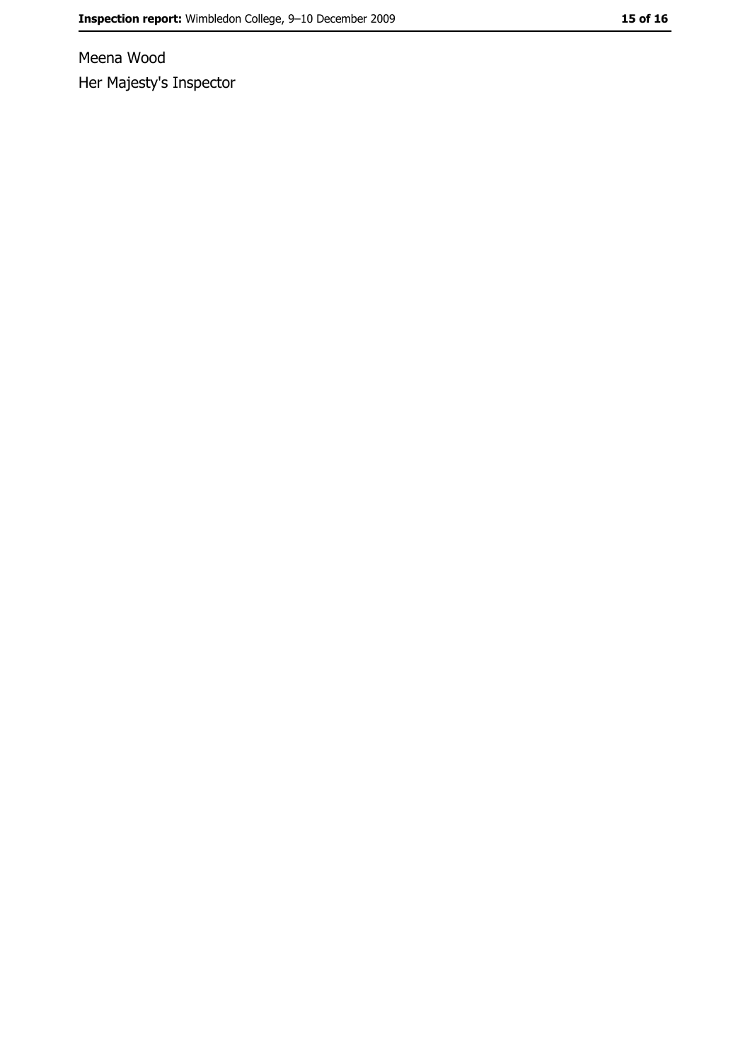Meena Wood

Her Majesty's Inspector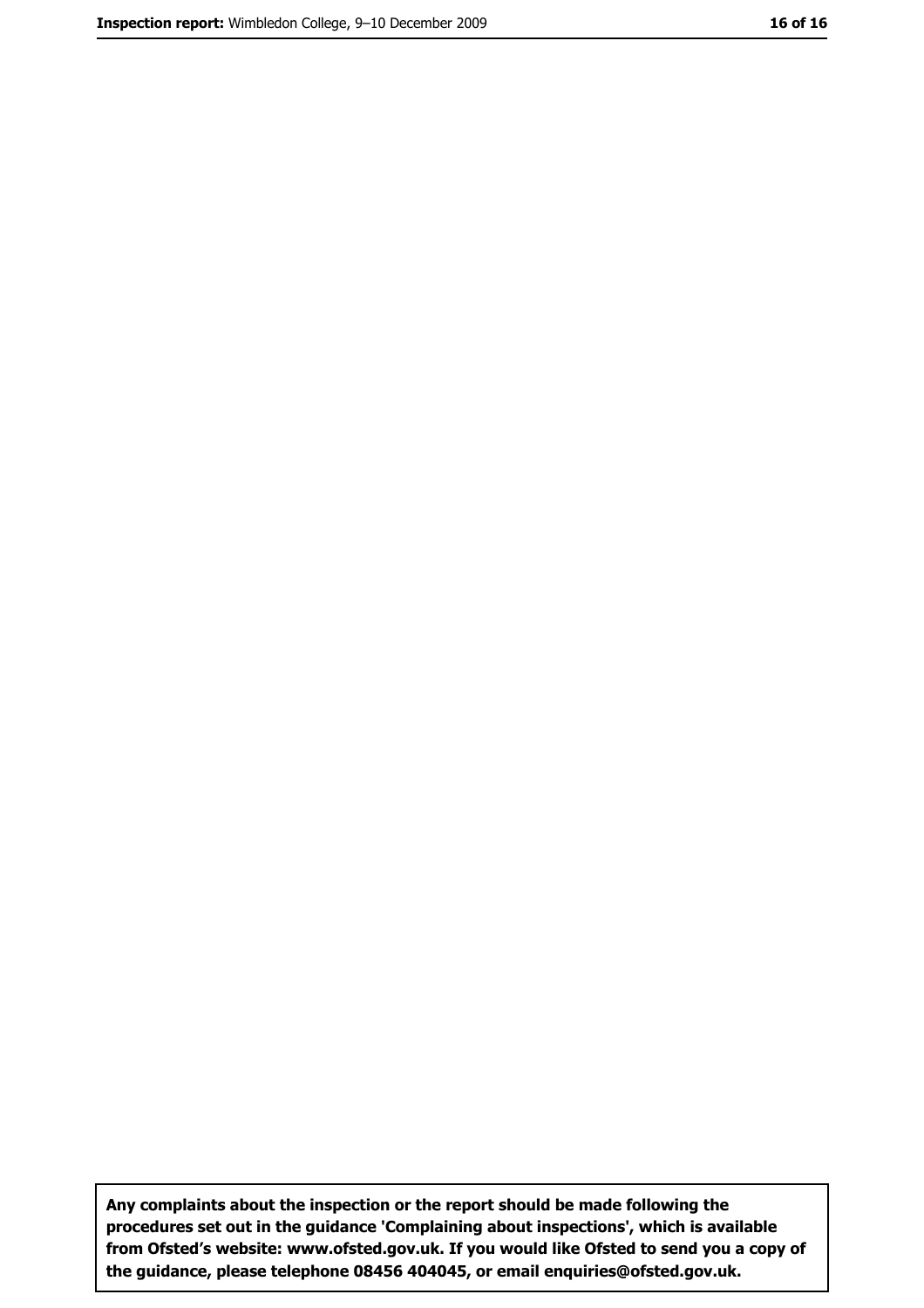**Any complaints about the inspection or the report should be made following the procedures set out in the guidance 'Complaining about inspections', which is available from Ofsted's website: www.ofsted.gov.uk. If you would like Ofsted to send you a copy of the guidance, please telephone 08456 404045, or email enquiries@ofsted.gov.uk.**